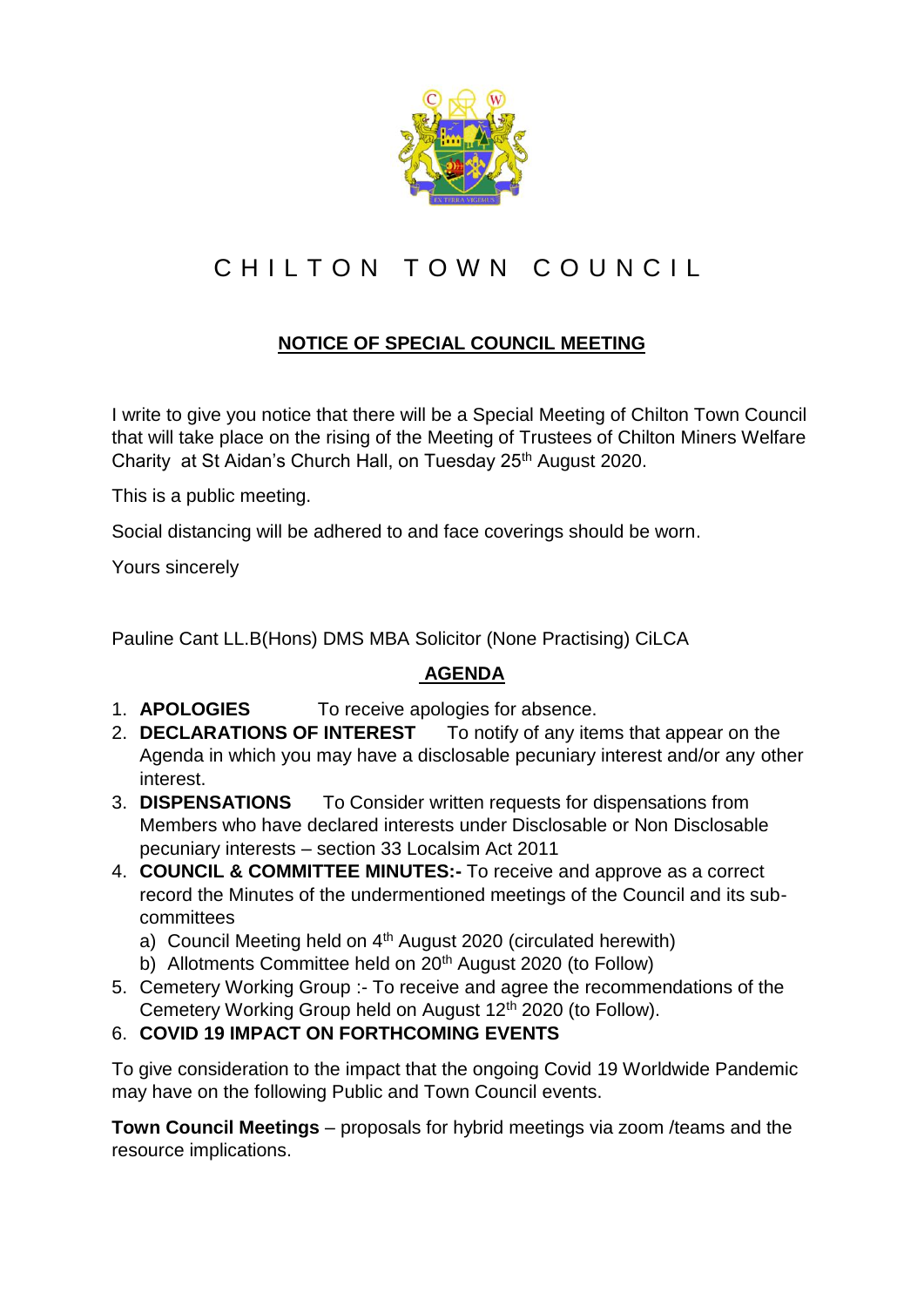# C H I L T O N   T O W N   C O U N C I L

## NOTICE OF SPECIAL COUNCIL MEETING

I write to give you notice that there will be a Special Meeting of Chilton Town Council that will take place on the rising of the Meeting of Trustees of Chilton Miners Welfare Charity at St Aidan's Church Hall, on Tuesday 25th August 2020.

This is a public meeting.

Social distancing will be adhered to and face coverings should be worn.

Yours sincerely

Pauline Cant LL.B(Hons) DMS MBA Solicitor (None Practising) CiLCA

## AGENDA

1. **APOLOGIES** To receive apologies for absence.
2. **DECLARATIONS OF INTEREST** To notify of any items that appear on the Agenda in which you may have a disclosable pecuniary interest and/or any other interest.
3. **DISPENSATIONS** To Consider written requests for dispensations from Members who have declared interests under Disclosable or Non Disclosable pecuniary interests – section 33 Localsim Act 2011
4. **COUNCIL & COMMITTEE MINUTES:-** To receive and approve as a correct record the Minutes of the undermentioned meetings of the Council and its sub-committees
   a) Council Meeting held on 4th August 2020 (circulated herewith)
   b) Allotments Committee held on 20th August 2020 (to Follow)
5. Cemetery Working Group :- To receive and agree the recommendations of the Cemetery Working Group held on August 12th 2020 (to Follow).
6. **COVID 19 IMPACT ON FORTHCOMING EVENTS**

To give consideration to the impact that the ongoing Covid 19 Worldwide Pandemic may have on the following Public and Town Council events.

**Town Council Meetings** – proposals for hybrid meetings via zoom /teams and the resource implications.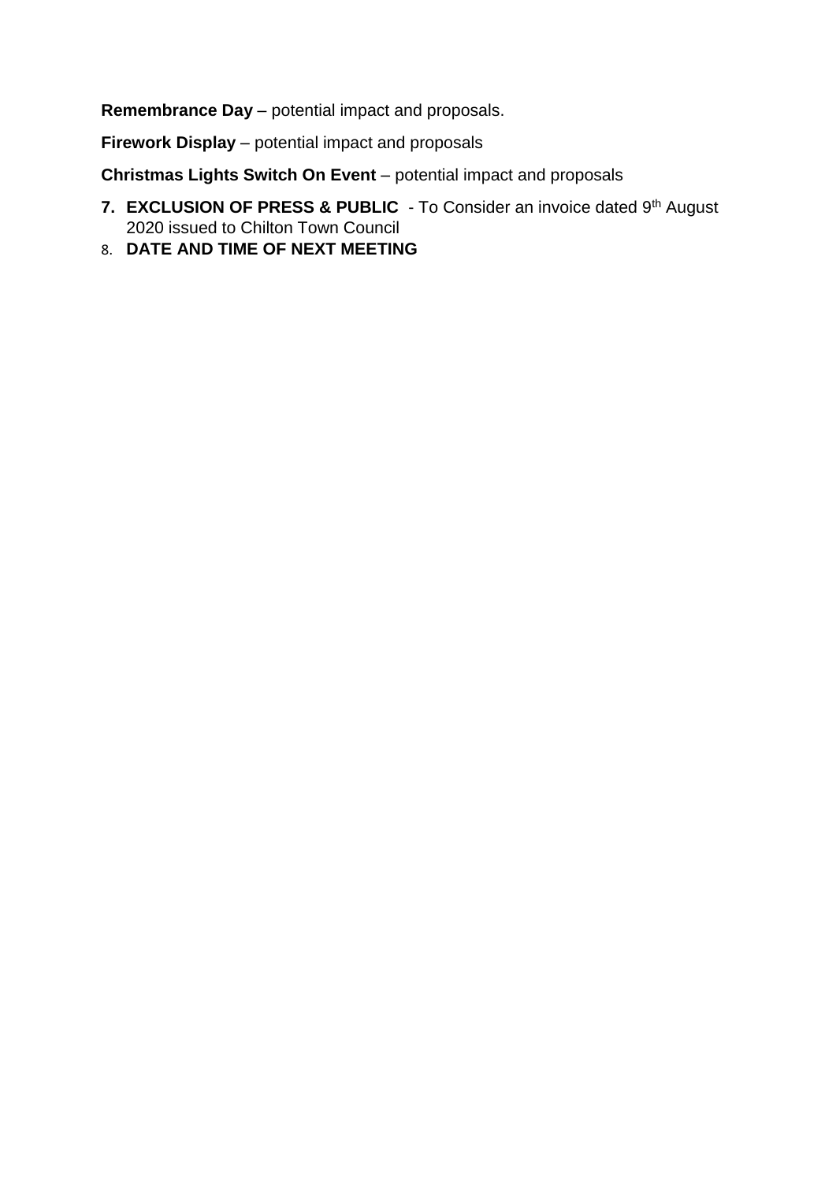**Remembrance Day** – potential impact and proposals.

**Firework Display** – potential impact and proposals

**Christmas Lights Switch On Event** – potential impact and proposals

7. **EXCLUSION OF PRESS & PUBLIC** - To Consider an invoice dated 9th August 2020 issued to Chilton Town Council
8. **DATE AND TIME OF NEXT MEETING**